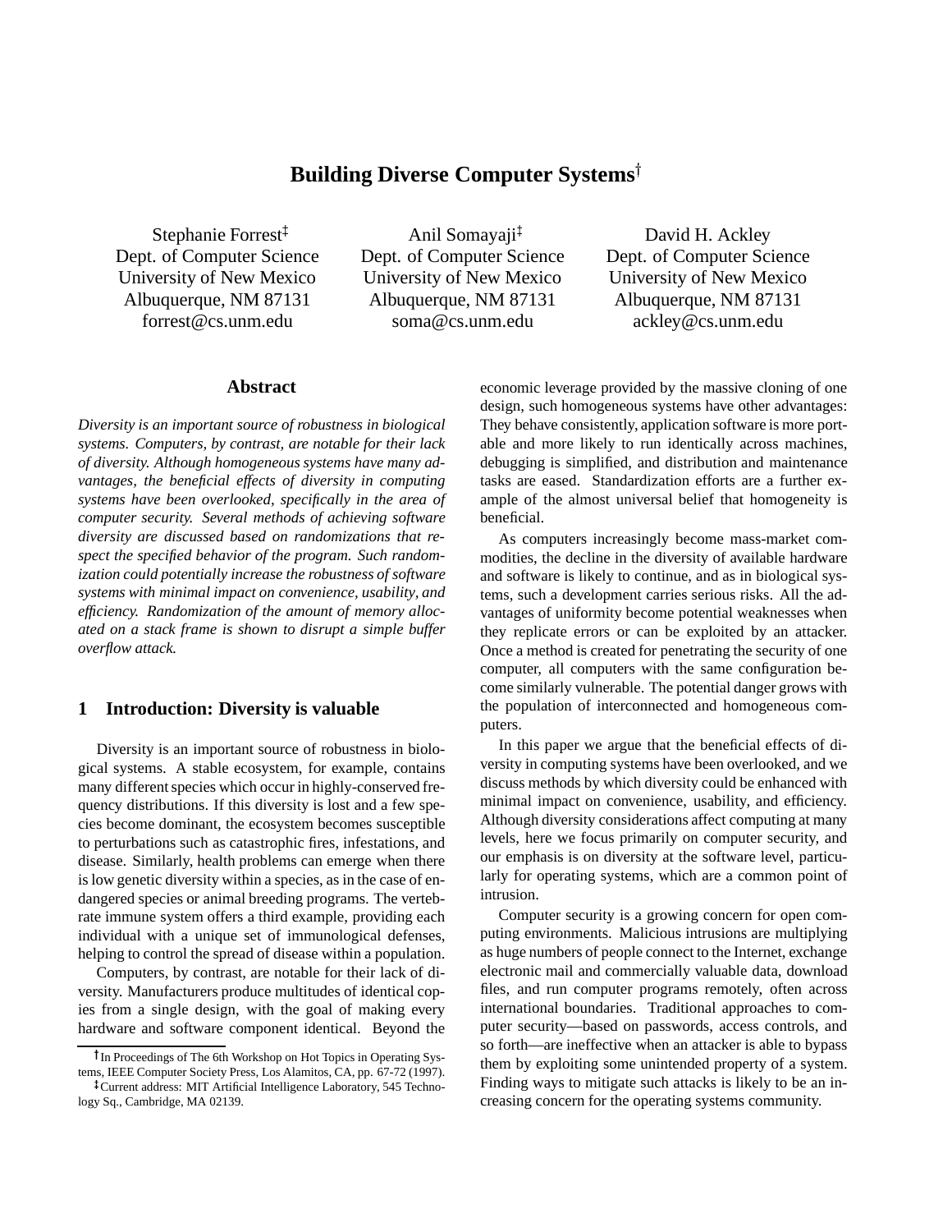# Building Diverse Computer Systems[†]

Stephanie Forrest[‡]
Dept. of Computer Science
University of New Mexico
Albuquerque, NM 87131
forrest@cs.unm.edu

Anil Somayaji[‡]
Dept. of Computer Science
University of New Mexico
Albuquerque, NM 87131
soma@cs.unm.edu

David H. Ackley
Dept. of Computer Science
University of New Mexico
Albuquerque, NM 87131
ackley@cs.unm.edu

## Abstract

*Diversity is an important source of robustness in biological systems. Computers, by contrast, are notable for their lack of diversity. Although homogeneous systems have many advantages, the beneficial effects of diversity in computing systems have been overlooked, specifically in the area of computer security. Several methods of achieving software diversity are discussed based on randomizations that respect the specified behavior of the program. Such randomization could potentially increase the robustness of software systems with minimal impact on convenience, usability, and efficiency. Randomization of the amount of memory allocated on a stack frame is shown to disrupt a simple buffer overflow attack.*

## 1 Introduction: Diversity is valuable

Diversity is an important source of robustness in biological systems. A stable ecosystem, for example, contains many different species which occur in highly-conserved frequency distributions. If this diversity is lost and a few species become dominant, the ecosystem becomes susceptible to perturbations such as catastrophic fires, infestations, and disease. Similarly, health problems can emerge when there is low genetic diversity within a species, as in the case of endangered species or animal breeding programs. The vertebrate immune system offers a third example, providing each individual with a unique set of immunological defenses, helping to control the spread of disease within a population.

Computers, by contrast, are notable for their lack of diversity. Manufacturers produce multitudes of identical copies from a single design, with the goal of making every hardware and software component identical. Beyond the economic leverage provided by the massive cloning of one design, such homogeneous systems have other advantages: They behave consistently, application software is more portable and more likely to run identically across machines, debugging is simplified, and distribution and maintenance tasks are eased. Standardization efforts are a further example of the almost universal belief that homogeneity is beneficial.

As computers increasingly become mass-market commodities, the decline in the diversity of available hardware and software is likely to continue, and as in biological systems, such a development carries serious risks. All the advantages of uniformity become potential weaknesses when they replicate errors or can be exploited by an attacker. Once a method is created for penetrating the security of one computer, all computers with the same configuration become similarly vulnerable. The potential danger grows with the population of interconnected and homogeneous computers.

In this paper we argue that the beneficial effects of diversity in computing systems have been overlooked, and we discuss methods by which diversity could be enhanced with minimal impact on convenience, usability, and efficiency. Although diversity considerations affect computing at many levels, here we focus primarily on computer security, and our emphasis is on diversity at the software level, particularly for operating systems, which are a common point of intrusion.

Computer security is a growing concern for open computing environments. Malicious intrusions are multiplying as huge numbers of people connect to the Internet, exchange electronic mail and commercially valuable data, download files, and run computer programs remotely, often across international boundaries. Traditional approaches to computer security—based on passwords, access controls, and so forth—are ineffective when an attacker is able to bypass them by exploiting some unintended property of a system. Finding ways to mitigate such attacks is likely to be an increasing concern for the operating systems community.

[†] In Proceedings of The 6th Workshop on Hot Topics in Operating Systems, IEEE Computer Society Press, Los Alamitos, CA, pp. 67-72 (1997).

[‡] Current address: MIT Artificial Intelligence Laboratory, 545 Technology Sq., Cambridge, MA 02139.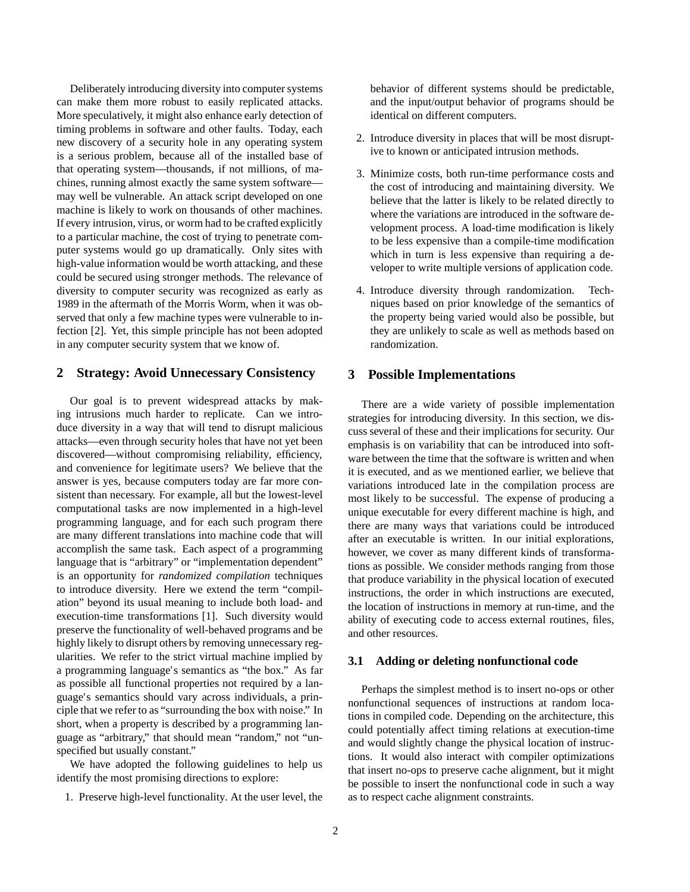Deliberately introducing diversity into computer systems can make them more robust to easily replicated attacks. More speculatively, it might also enhance early detection of timing problems in software and other faults. Today, each new discovery of a security hole in any operating system is a serious problem, because all of the installed base of that operating system—thousands, if not millions, of machines, running almost exactly the same system software—may well be vulnerable. An attack script developed on one machine is likely to work on thousands of other machines. If every intrusion, virus, or worm had to be crafted explicitly to a particular machine, the cost of trying to penetrate computer systems would go up dramatically. Only sites with high-value information would be worth attacking, and these could be secured using stronger methods. The relevance of diversity to computer security was recognized as early as 1989 in the aftermath of the Morris Worm, when it was observed that only a few machine types were vulnerable to infection [2]. Yet, this simple principle has not been adopted in any computer security system that we know of.

## 2 Strategy: Avoid Unnecessary Consistency

Our goal is to prevent widespread attacks by making intrusions much harder to replicate. Can we introduce diversity in a way that will tend to disrupt malicious attacks—even through security holes that have not yet been discovered—without compromising reliability, efficiency, and convenience for legitimate users? We believe that the answer is yes, because computers today are far more consistent than necessary. For example, all but the lowest-level computational tasks are now implemented in a high-level programming language, and for each such program there are many different translations into machine code that will accomplish the same task. Each aspect of a programming language that is "arbitrary" or "implementation dependent" is an opportunity for *randomized compilation* techniques to introduce diversity. Here we extend the term "compilation" beyond its usual meaning to include both load- and execution-time transformations [1]. Such diversity would preserve the functionality of well-behaved programs and be highly likely to disrupt others by removing unnecessary regularities. We refer to the strict virtual machine implied by a programming language's semantics as "the box." As far as possible all functional properties not required by a language's semantics should vary across individuals, a principle that we refer to as "surrounding the box with noise." In short, when a property is described by a programming language as "arbitrary," that should mean "random," not "unspecified but usually constant."

We have adopted the following guidelines to help us identify the most promising directions to explore:

1. Preserve high-level functionality. At the user level, the behavior of different systems should be predictable, and the input/output behavior of programs should be identical on different computers.
2. Introduce diversity in places that will be most disruptive to known or anticipated intrusion methods.
3. Minimize costs, both run-time performance costs and the cost of introducing and maintaining diversity. We believe that the latter is likely to be related directly to where the variations are introduced in the software development process. A load-time modification is likely to be less expensive than a compile-time modification which in turn is less expensive than requiring a developer to write multiple versions of application code.
4. Introduce diversity through randomization. Techniques based on prior knowledge of the semantics of the property being varied would also be possible, but they are unlikely to scale as well as methods based on randomization.

## 3 Possible Implementations

There are a wide variety of possible implementation strategies for introducing diversity. In this section, we discuss several of these and their implications for security. Our emphasis is on variability that can be introduced into software between the time that the software is written and when it is executed, and as we mentioned earlier, we believe that variations introduced late in the compilation process are most likely to be successful. The expense of producing a unique executable for every different machine is high, and there are many ways that variations could be introduced after an executable is written. In our initial explorations, however, we cover as many different kinds of transformations as possible. We consider methods ranging from those that produce variability in the physical location of executed instructions, the order in which instructions are executed, the location of instructions in memory at run-time, and the ability of executing code to access external routines, files, and other resources.

### 3.1 Adding or deleting nonfunctional code

Perhaps the simplest method is to insert no-ops or other nonfunctional sequences of instructions at random locations in compiled code. Depending on the architecture, this could potentially affect timing relations at execution-time and would slightly change the physical location of instructions. It would also interact with compiler optimizations that insert no-ops to preserve cache alignment, but it might be possible to insert the nonfunctional code in such a way as to respect cache alignment constraints.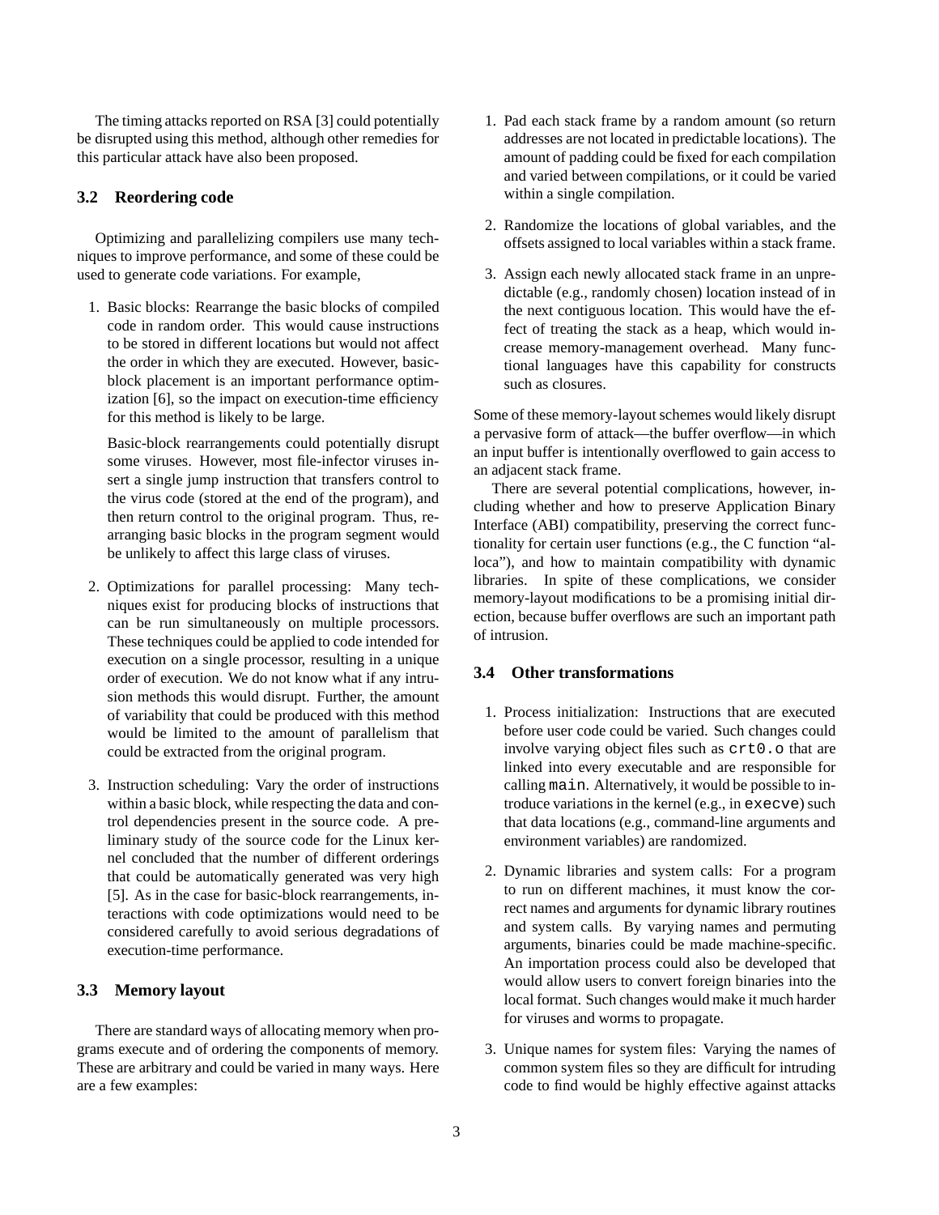The timing attacks reported on RSA [3] could potentially be disrupted using this method, although other remedies for this particular attack have also been proposed.

### 3.2 Reordering code

Optimizing and parallelizing compilers use many techniques to improve performance, and some of these could be used to generate code variations. For example,

1. Basic blocks: Rearrange the basic blocks of compiled code in random order. This would cause instructions to be stored in different locations but would not affect the order in which they are executed. However, basic-block placement is an important performance optimization [6], so the impact on execution-time efficiency for this method is likely to be large.

   Basic-block rearrangements could potentially disrupt some viruses. However, most file-infector viruses insert a single jump instruction that transfers control to the virus code (stored at the end of the program), and then return control to the original program. Thus, rearranging basic blocks in the program segment would be unlikely to affect this large class of viruses.

2. Optimizations for parallel processing: Many techniques exist for producing blocks of instructions that can be run simultaneously on multiple processors. These techniques could be applied to code intended for execution on a single processor, resulting in a unique order of execution. We do not know what if any intrusion methods this would disrupt. Further, the amount of variability that could be produced with this method would be limited to the amount of parallelism that could be extracted from the original program.

3. Instruction scheduling: Vary the order of instructions within a basic block, while respecting the data and control dependencies present in the source code. A preliminary study of the source code for the Linux kernel concluded that the number of different orderings that could be automatically generated was very high [5]. As in the case for basic-block rearrangements, interactions with code optimizations would need to be considered carefully to avoid serious degradations of execution-time performance.

### 3.3 Memory layout

There are standard ways of allocating memory when programs execute and of ordering the components of memory. These are arbitrary and could be varied in many ways. Here are a few examples:

1. Pad each stack frame by a random amount (so return addresses are not located in predictable locations). The amount of padding could be fixed for each compilation and varied between compilations, or it could be varied within a single compilation.

2. Randomize the locations of global variables, and the offsets assigned to local variables within a stack frame.

3. Assign each newly allocated stack frame in an unpredictable (e.g., randomly chosen) location instead of in the next contiguous location. This would have the effect of treating the stack as a heap, which would increase memory-management overhead. Many functional languages have this capability for constructs such as closures.

Some of these memory-layout schemes would likely disrupt a pervasive form of attack—the buffer overflow—in which an input buffer is intentionally overflowed to gain access to an adjacent stack frame.

There are several potential complications, however, including whether and how to preserve Application Binary Interface (ABI) compatibility, preserving the correct functionality for certain user functions (e.g., the C function "alloca"), and how to maintain compatibility with dynamic libraries. In spite of these complications, we consider memory-layout modifications to be a promising initial direction, because buffer overflows are such an important path of intrusion.

### 3.4 Other transformations

1. Process initialization: Instructions that are executed before user code could be varied. Such changes could involve varying object files such as `crt0.o` that are linked into every executable and are responsible for calling `main`. Alternatively, it would be possible to introduce variations in the kernel (e.g., in `execve`) such that data locations (e.g., command-line arguments and environment variables) are randomized.

2. Dynamic libraries and system calls: For a program to run on different machines, it must know the correct names and arguments for dynamic library routines and system calls. By varying names and permuting arguments, binaries could be made machine-specific. An importation process could also be developed that would allow users to convert foreign binaries into the local format. Such changes would make it much harder for viruses and worms to propagate.

3. Unique names for system files: Varying the names of common system files so they are difficult for intruding code to find would be highly effective against attacks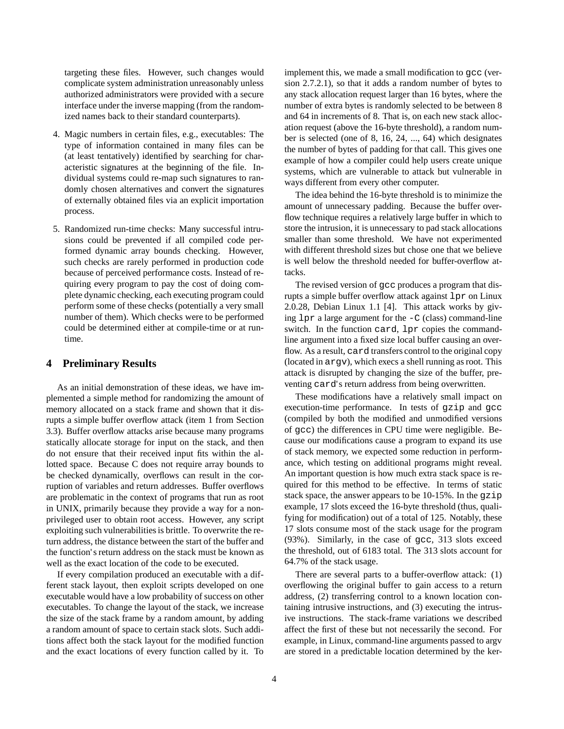targeting these files. However, such changes would complicate system administration unreasonably unless authorized administrators were provided with a secure interface under the inverse mapping (from the randomized names back to their standard counterparts).

4. Magic numbers in certain files, e.g., executables: The type of information contained in many files can be (at least tentatively) identified by searching for characteristic signatures at the beginning of the file. Individual systems could re-map such signatures to randomly chosen alternatives and convert the signatures of externally obtained files via an explicit importation process.

5. Randomized run-time checks: Many successful intrusions could be prevented if all compiled code performed dynamic array bounds checking. However, such checks are rarely performed in production code because of perceived performance costs. Instead of requiring every program to pay the cost of doing complete dynamic checking, each executing program could perform some of these checks (potentially a very small number of them). Which checks were to be performed could be determined either at compile-time or at run-time.

## 4 Preliminary Results

As an initial demonstration of these ideas, we have implemented a simple method for randomizing the amount of memory allocated on a stack frame and shown that it disrupts a simple buffer overflow attack (item 1 from Section 3.3). Buffer overflow attacks arise because many programs statically allocate storage for input on the stack, and then do not ensure that their received input fits within the allotted space. Because C does not require array bounds to be checked dynamically, overflows can result in the corruption of variables and return addresses. Buffer overflows are problematic in the context of programs that run as root in UNIX, primarily because they provide a way for a non-privileged user to obtain root access. However, any script exploiting such vulnerabilities is brittle. To overwrite the return address, the distance between the start of the buffer and the function's return address on the stack must be known as well as the exact location of the code to be executed.

If every compilation produced an executable with a different stack layout, then exploit scripts developed on one executable would have a low probability of success on other executables. To change the layout of the stack, we increase the size of the stack frame by a random amount, by adding a random amount of space to certain stack slots. Such additions affect both the stack layout for the modified function and the exact locations of every function called by it. To implement this, we made a small modification to `gcc` (version 2.7.2.1), so that it adds a random number of bytes to any stack allocation request larger than 16 bytes, where the number of extra bytes is randomly selected to be between 8 and 64 in increments of 8. That is, on each new stack allocation request (above the 16-byte threshold), a random number is selected (one of 8, 16, 24, ..., 64) which designates the number of bytes of padding for that call. This gives one example of how a compiler could help users create unique systems, which are vulnerable to attack but vulnerable in ways different from every other computer.

The idea behind the 16-byte threshold is to minimize the amount of unnecessary padding. Because the buffer overflow technique requires a relatively large buffer in which to store the intrusion, it is unnecessary to pad stack allocations smaller than some threshold. We have not experimented with different threshold sizes but chose one that we believe is well below the threshold needed for buffer-overflow attacks.

The revised version of `gcc` produces a program that disrupts a simple buffer overflow attack against `lpr` on Linux 2.0.28, Debian Linux 1.1 [4]. This attack works by giving `lpr` a large argument for the `-C` (class) command-line switch. In the function `card`, `lpr` copies the command-line argument into a fixed size local buffer causing an overflow. As a result, `card` transfers control to the original copy (located in `argv`), which execs a shell running as root. This attack is disrupted by changing the size of the buffer, preventing `card`'s return address from being overwritten.

These modifications have a relatively small impact on execution-time performance. In tests of `gzip` and `gcc` (compiled by both the modified and unmodified versions of `gcc`) the differences in CPU time were negligible. Because our modifications cause a program to expand its use of stack memory, we expected some reduction in performance, which testing on additional programs might reveal. An important question is how much extra stack space is required for this method to be effective. In terms of static stack space, the answer appears to be 10-15%. In the `gzip` example, 17 slots exceed the 16-byte threshold (thus, qualifying for modification) out of a total of 125. Notably, these 17 slots consume most of the stack usage for the program (93%). Similarly, in the case of `gcc`, 313 slots exceed the threshold, out of 6183 total. The 313 slots account for 64.7% of the stack usage.

There are several parts to a buffer-overflow attack: (1) overflowing the original buffer to gain access to a return address, (2) transferring control to a known location containing intrusive instructions, and (3) executing the intrusive instructions. The stack-frame variations we described affect the first of these but not necessarily the second. For example, in Linux, command-line arguments passed to argv are stored in a predictable location determined by the ker-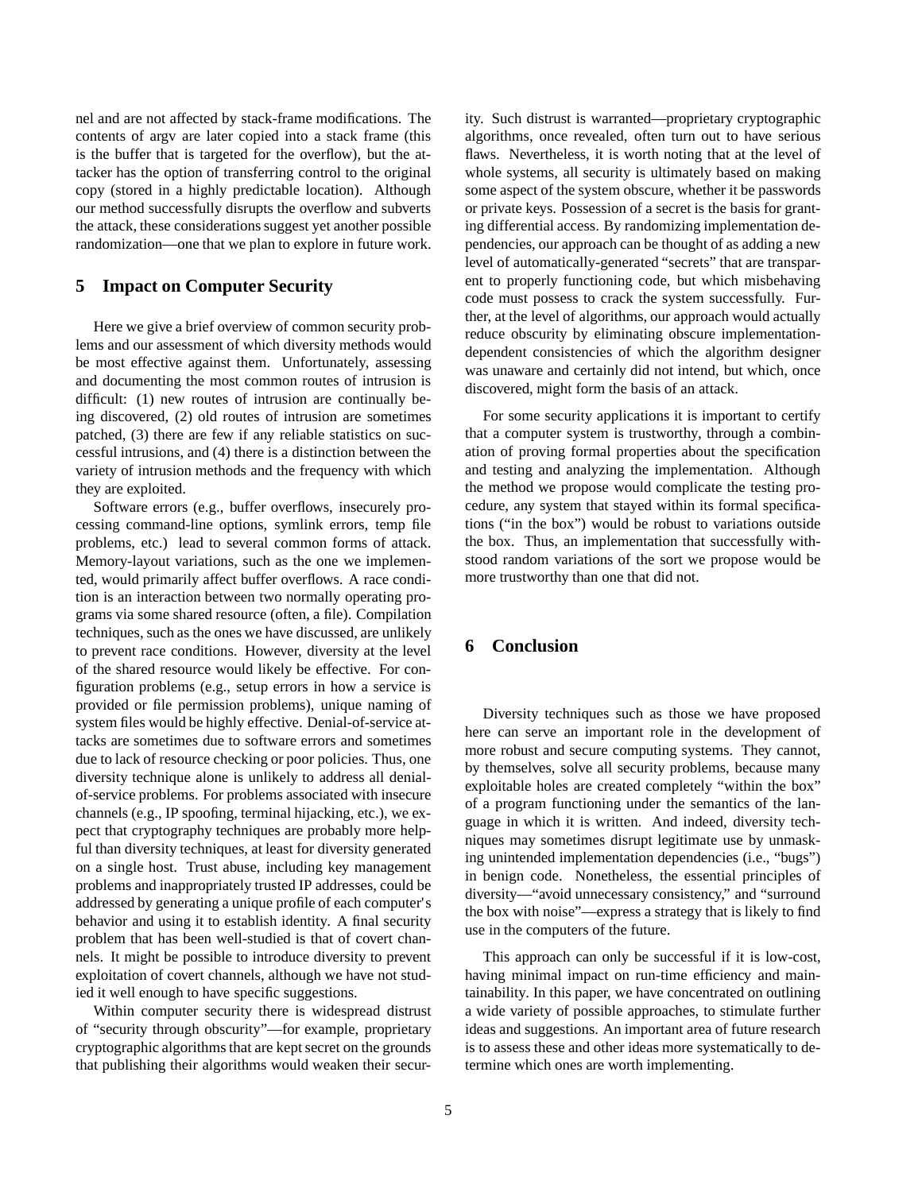nel and are not affected by stack-frame modifications. The contents of argv are later copied into a stack frame (this is the buffer that is targeted for the overflow), but the attacker has the option of transferring control to the original copy (stored in a highly predictable location). Although our method successfully disrupts the overflow and subverts the attack, these considerations suggest yet another possible randomization—one that we plan to explore in future work.

## 5 Impact on Computer Security

Here we give a brief overview of common security problems and our assessment of which diversity methods would be most effective against them. Unfortunately, assessing and documenting the most common routes of intrusion is difficult: (1) new routes of intrusion are continually being discovered, (2) old routes of intrusion are sometimes patched, (3) there are few if any reliable statistics on successful intrusions, and (4) there is a distinction between the variety of intrusion methods and the frequency with which they are exploited.

Software errors (e.g., buffer overflows, insecurely processing command-line options, symlink errors, temp file problems, etc.) lead to several common forms of attack. Memory-layout variations, such as the one we implemented, would primarily affect buffer overflows. A race condition is an interaction between two normally operating programs via some shared resource (often, a file). Compilation techniques, such as the ones we have discussed, are unlikely to prevent race conditions. However, diversity at the level of the shared resource would likely be effective. For configuration problems (e.g., setup errors in how a service is provided or file permission problems), unique naming of system files would be highly effective. Denial-of-service attacks are sometimes due to software errors and sometimes due to lack of resource checking or poor policies. Thus, one diversity technique alone is unlikely to address all denial-of-service problems. For problems associated with insecure channels (e.g., IP spoofing, terminal hijacking, etc.), we expect that cryptography techniques are probably more helpful than diversity techniques, at least for diversity generated on a single host. Trust abuse, including key management problems and inappropriately trusted IP addresses, could be addressed by generating a unique profile of each computer's behavior and using it to establish identity. A final security problem that has been well-studied is that of covert channels. It might be possible to introduce diversity to prevent exploitation of covert channels, although we have not studied it well enough to have specific suggestions.

Within computer security there is widespread distrust of "security through obscurity"—for example, proprietary cryptographic algorithms that are kept secret on the grounds that publishing their algorithms would weaken their security. Such distrust is warranted—proprietary cryptographic algorithms, once revealed, often turn out to have serious flaws. Nevertheless, it is worth noting that at the level of whole systems, all security is ultimately based on making some aspect of the system obscure, whether it be passwords or private keys. Possession of a secret is the basis for granting differential access. By randomizing implementation dependencies, our approach can be thought of as adding a new level of automatically-generated "secrets" that are transparent to properly functioning code, but which misbehaving code must possess to crack the system successfully. Further, at the level of algorithms, our approach would actually reduce obscurity by eliminating obscure implementation-dependent consistencies of which the algorithm designer was unaware and certainly did not intend, but which, once discovered, might form the basis of an attack.

For some security applications it is important to certify that a computer system is trustworthy, through a combination of proving formal properties about the specification and testing and analyzing the implementation. Although the method we propose would complicate the testing procedure, any system that stayed within its formal specifications ("in the box") would be robust to variations outside the box. Thus, an implementation that successfully withstood random variations of the sort we propose would be more trustworthy than one that did not.

## 6 Conclusion

Diversity techniques such as those we have proposed here can serve an important role in the development of more robust and secure computing systems. They cannot, by themselves, solve all security problems, because many exploitable holes are created completely "within the box" of a program functioning under the semantics of the language in which it is written. And indeed, diversity techniques may sometimes disrupt legitimate use by unmasking unintended implementation dependencies (i.e., "bugs") in benign code. Nonetheless, the essential principles of diversity—"avoid unnecessary consistency," and "surround the box with noise"—express a strategy that is likely to find use in the computers of the future.

This approach can only be successful if it is low-cost, having minimal impact on run-time efficiency and maintainability. In this paper, we have concentrated on outlining a wide variety of possible approaches, to stimulate further ideas and suggestions. An important area of future research is to assess these and other ideas more systematically to determine which ones are worth implementing.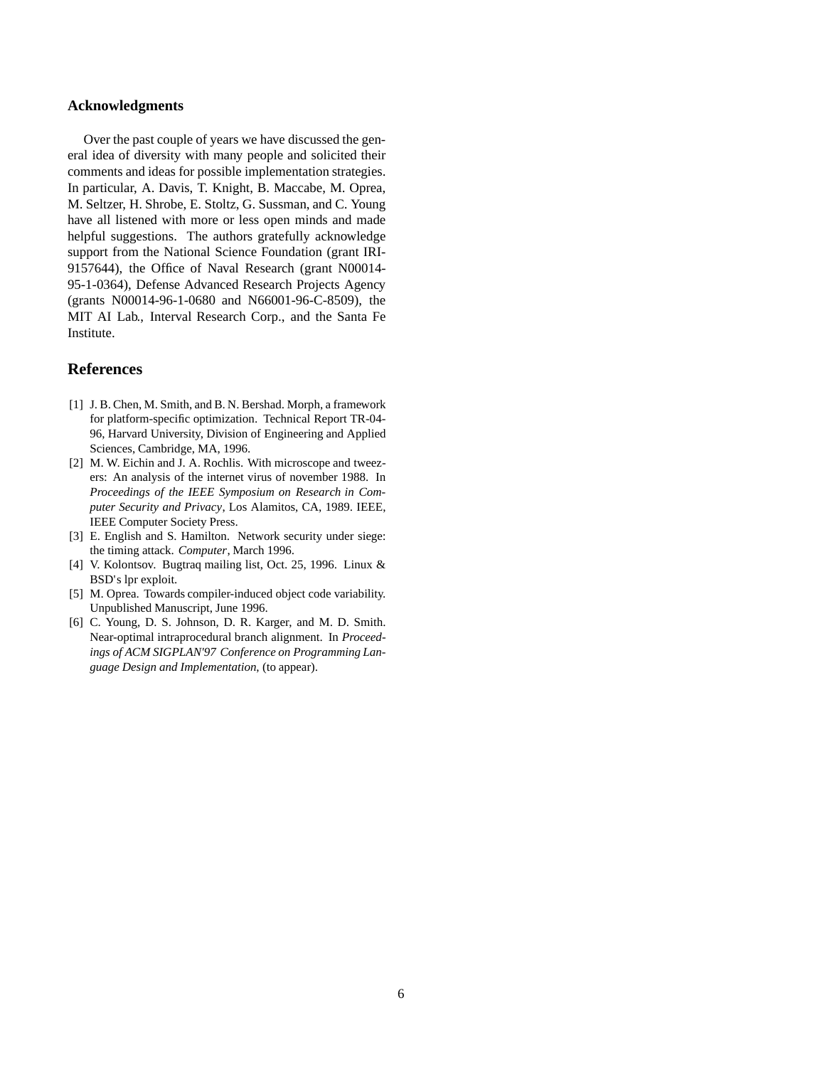## Acknowledgments

Over the past couple of years we have discussed the general idea of diversity with many people and solicited their comments and ideas for possible implementation strategies. In particular, A. Davis, T. Knight, B. Maccabe, M. Oprea, M. Seltzer, H. Shrobe, E. Stoltz, G. Sussman, and C. Young have all listened with more or less open minds and made helpful suggestions. The authors gratefully acknowledge support from the National Science Foundation (grant IRI-9157644), the Office of Naval Research (grant N00014-95-1-0364), Defense Advanced Research Projects Agency (grants N00014-96-1-0680 and N66001-96-C-8509), the MIT AI Lab., Interval Research Corp., and the Santa Fe Institute.

## References

[1] J. B. Chen, M. Smith, and B. N. Bershad. Morph, a framework for platform-specific optimization. Technical Report TR-04-96, Harvard University, Division of Engineering and Applied Sciences, Cambridge, MA, 1996.

[2] M. W. Eichin and J. A. Rochlis. With microscope and tweezers: An analysis of the internet virus of november 1988. In *Proceedings of the IEEE Symposium on Research in Computer Security and Privacy*, Los Alamitos, CA, 1989. IEEE, IEEE Computer Society Press.

[3] E. English and S. Hamilton. Network security under siege: the timing attack. *Computer*, March 1996.

[4] V. Kolontsov. Bugtraq mailing list, Oct. 25, 1996. Linux & BSD's lpr exploit.

[5] M. Oprea. Towards compiler-induced object code variability. Unpublished Manuscript, June 1996.

[6] C. Young, D. S. Johnson, D. R. Karger, and M. D. Smith. Near-optimal intraprocedural branch alignment. In *Proceedings of ACM SIGPLAN'97 Conference on Programming Language Design and Implementation*, (to appear).